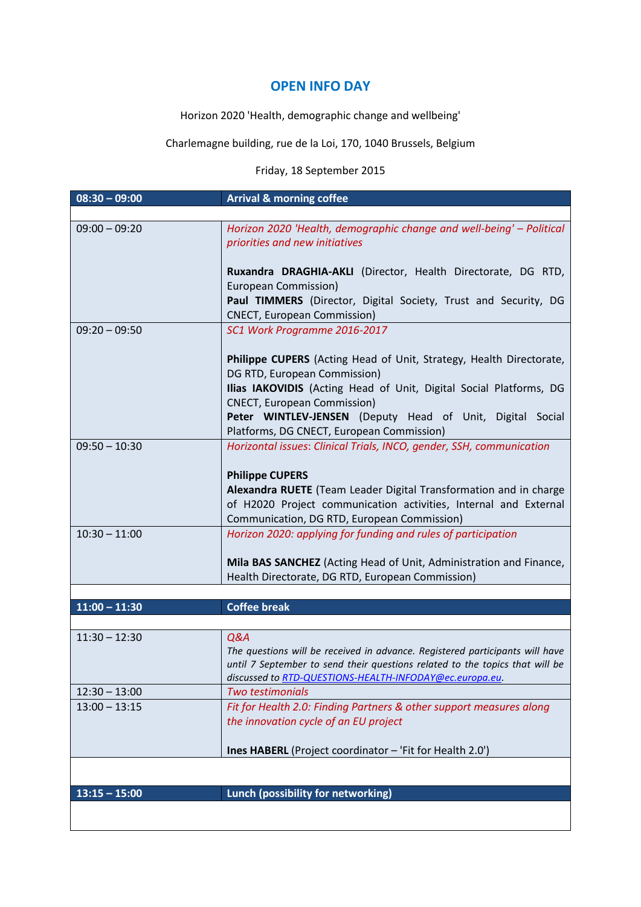# OPEN INFO DAY

Horizon 2020 'Health, demographic change and wellbeing'

Charlemagne building, rue de la Loi, 170, 1040 Brussels, Belgium

Friday, 18 September 2015

| **08:30 – 09:00** | **Arrival & morning coffee** |
|---|---|
| | |
| 09:00 – 09:20 | *Horizon 2020 'Health, demographic change and well-being' – Political priorities and new initiatives*<br><br>**Ruxandra DRAGHIA-AKLI** (Director, Health Directorate, DG RTD, European Commission)<br>**Paul TIMMERS** (Director, Digital Society, Trust and Security, DG CNECT, European Commission) |
| 09:20 – 09:50 | *SC1 Work Programme 2016-2017*<br><br>**Philippe CUPERS** (Acting Head of Unit, Strategy, Health Directorate, DG RTD, European Commission)<br>**Ilias IAKOVIDIS** (Acting Head of Unit, Digital Social Platforms, DG CNECT, European Commission)<br>**Peter WINTLEV-JENSEN** (Deputy Head of Unit, Digital Social Platforms, DG CNECT, European Commission) |
| 09:50 – 10:30 | *Horizontal issues: Clinical Trials, INCO, gender, SSH, communication*<br><br>**Philippe CUPERS**<br>**Alexandra RUETE** (Team Leader Digital Transformation and in charge of H2020 Project communication activities, Internal and External Communication, DG RTD, European Commission) |
| 10:30 – 11:00 | *Horizon 2020: applying for funding and rules of participation*<br><br>**Mila BAS SANCHEZ** (Acting Head of Unit, Administration and Finance, Health Directorate, DG RTD, European Commission) |
| | |
| **11:00 – 11:30** | **Coffee break** |
| | |
| 11:30 – 12:30 | *Q&A*<br>*The questions will be received in advance. Registered participants will have until 7 September to send their questions related to the topics that will be discussed to* RTD-QUESTIONS-HEALTH-INFODAY@ec.europa.eu. |
| 12:30 – 13:00 | *Two testimonials* |
| 13:00 – 13:15 | *Fit for Health 2.0: Finding Partners & other support measures along the innovation cycle of an EU project*<br><br>**Ines HABERL** (Project coordinator – 'Fit for Health 2.0') |
| | |
| **13:15 – 15:00** | **Lunch (possibility for networking)** |
| | |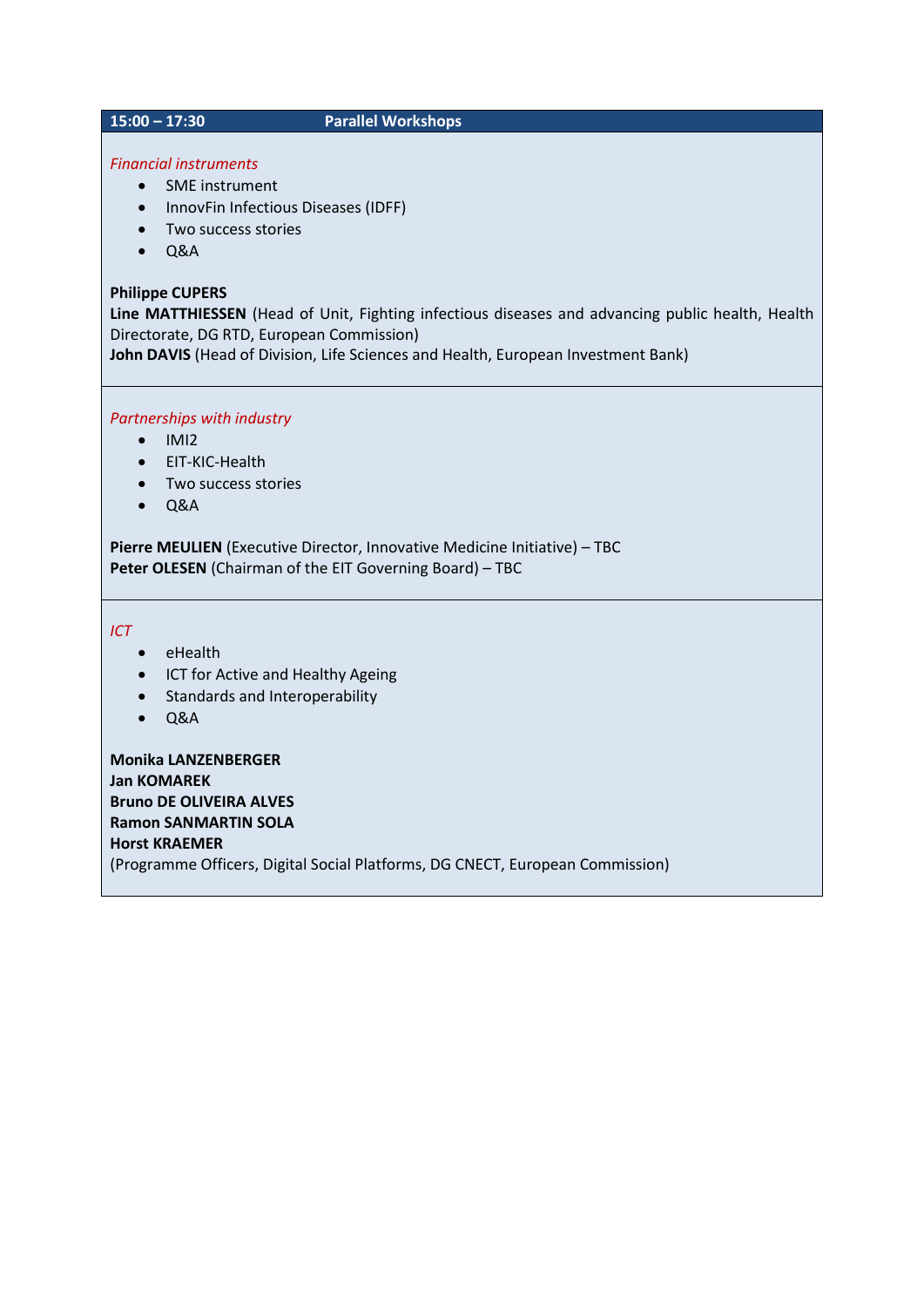**15:00 – 17:30 Parallel Workshops**

*Financial instruments*

- SME instrument
- InnovFin Infectious Diseases (IDFF)
- Two success stories
- Q&A

**Philippe CUPERS**
**Line MATTHIESSEN** (Head of Unit, Fighting infectious diseases and advancing public health, Health Directorate, DG RTD, European Commission)
**John DAVIS** (Head of Division, Life Sciences and Health, European Investment Bank)

*Partnerships with industry*

- IMI2
- EIT-KIC-Health
- Two success stories
- Q&A

**Pierre MEULIEN** (Executive Director, Innovative Medicine Initiative) – TBC
**Peter OLESEN** (Chairman of the EIT Governing Board) – TBC

*ICT*

- eHealth
- ICT for Active and Healthy Ageing
- Standards and Interoperability
- Q&A

**Monika LANZENBERGER**
**Jan KOMAREK**
**Bruno DE OLIVEIRA ALVES**
**Ramon SANMARTIN SOLA**
**Horst KRAEMER**
(Programme Officers, Digital Social Platforms, DG CNECT, European Commission)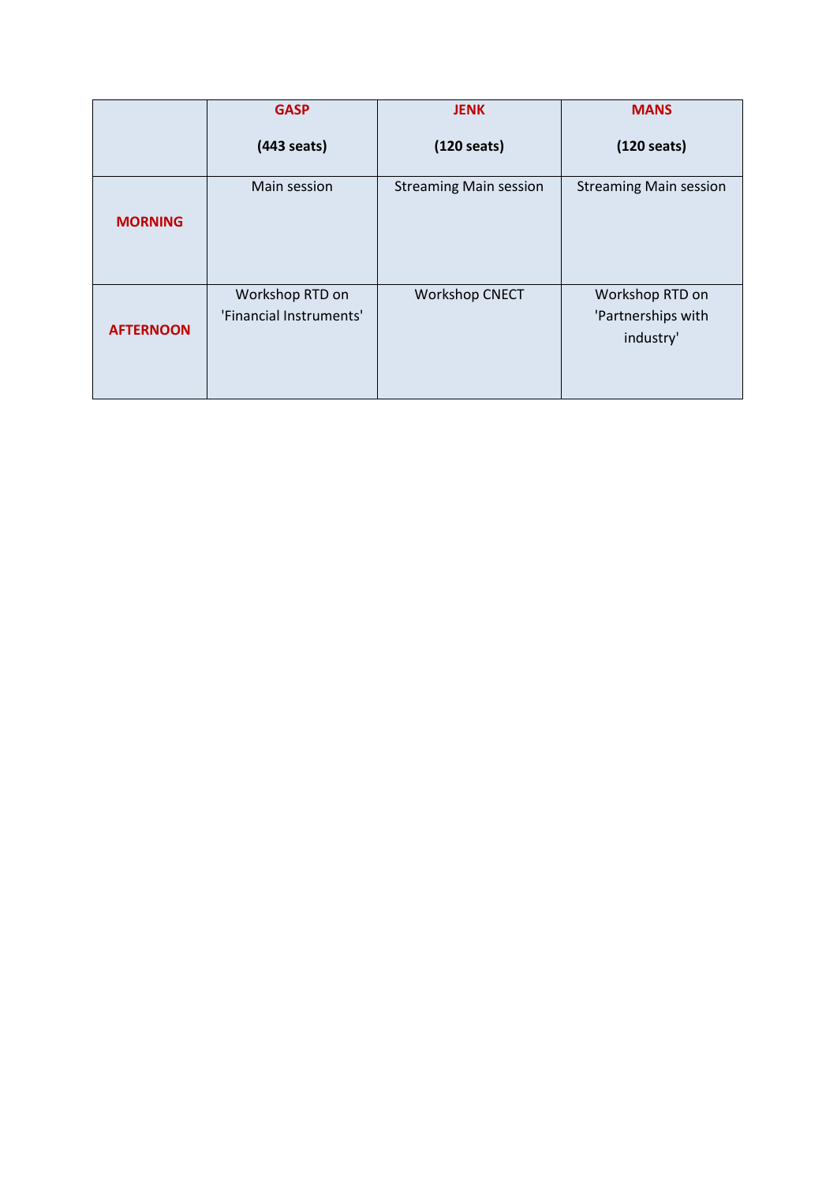| | **GASP** (443 seats) | **JENK** (120 seats) | **MANS** (120 seats) |
|---|---|---|---|
| **MORNING** | Main session | Streaming Main session | Streaming Main session |
| **AFTERNOON** | Workshop RTD on 'Financial Instruments' | Workshop CNECT | Workshop RTD on 'Partnerships with industry' |